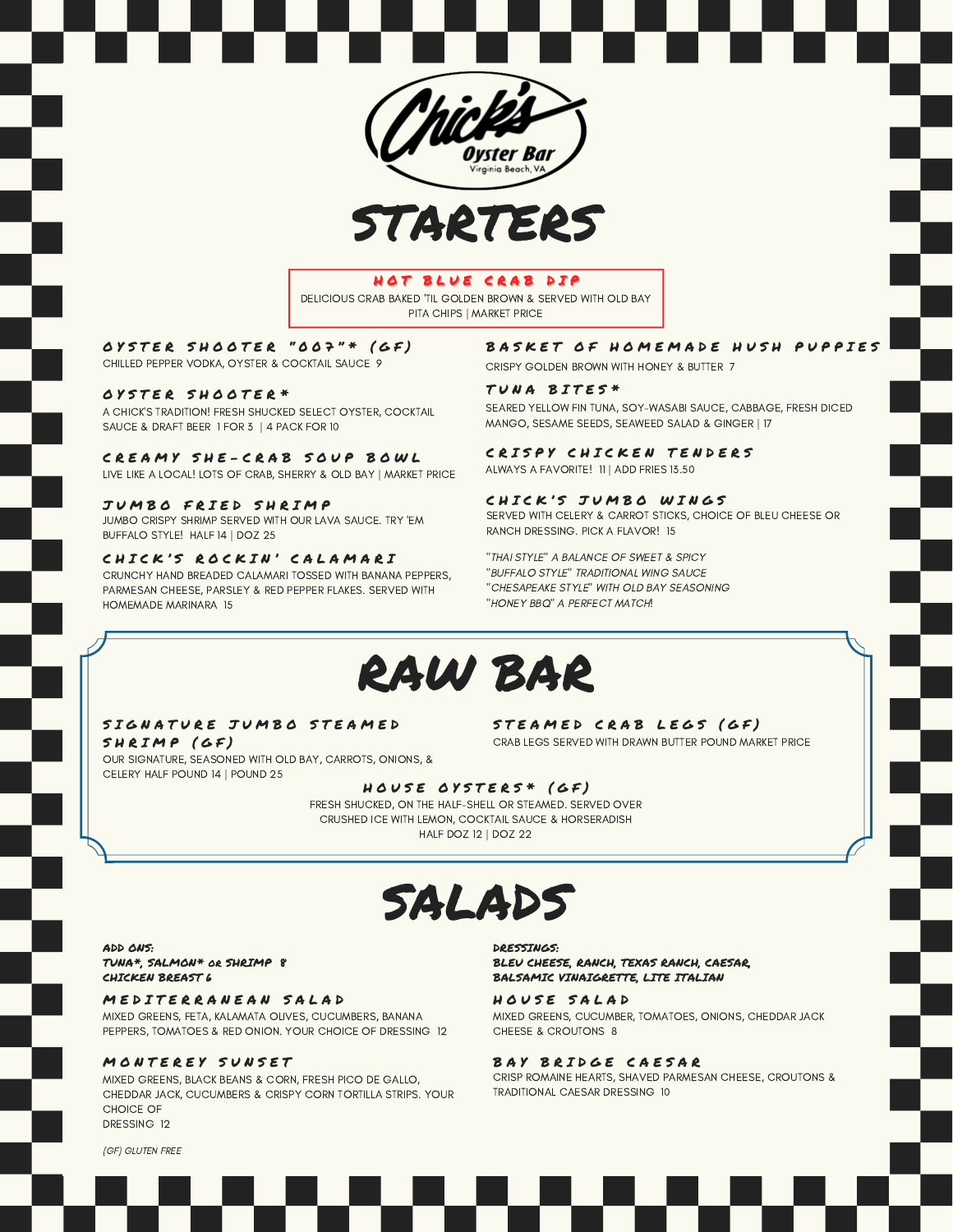Chick's Oyster Bar
Virginia Beach, VA

# STARTERS

### HOT BLUE CRAB DIP

DELICIOUS CRAB BAKED 'TIL GOLDEN BROWN & SERVED WITH OLD BAY PITA CHIPS | MARKET PRICE

### OYSTER SHOOTER "007"* (GF)

CHILLED PEPPER VODKA, OYSTER & COCKTAIL SAUCE 9

### OYSTER SHOOTER*

A CHICK'S TRADITION! FRESH SHUCKED SELECT OYSTER, COCKTAIL SAUCE & DRAFT BEER 1 FOR 3 | 4 PACK FOR 10

### CREAMY SHE-CRAB SOUP BOWL

LIVE LIKE A LOCAL! LOTS OF CRAB, SHERRY & OLD BAY | MARKET PRICE

### JUMBO FRIED SHRIMP

JUMBO CRISPY SHRIMP SERVED WITH OUR LAVA SAUCE. TRY 'EM BUFFALO STYLE! HALF 14 | DOZ 25

### CHICK'S ROCKIN' CALAMARI

CRUNCHY HAND BREADED CALAMARI TOSSED WITH BANANA PEPPERS, PARMESAN CHEESE, PARSLEY & RED PEPPER FLAKES. SERVED WITH HOMEMADE MARINARA 15

### BASKET OF HOMEMADE HUSH PUPPIES

CRISPY GOLDEN BROWN WITH HONEY & BUTTER 7

### TUNA BITES*

SEARED YELLOW FIN TUNA, SOY-WASABI SAUCE, CABBAGE, FRESH DICED MANGO, SESAME SEEDS, SEAWEED SALAD & GINGER | 17

### CRISPY CHICKEN TENDERS

ALWAYS A FAVORITE! 11 | ADD FRIES 13.50

### CHICK'S JUMBO WINGS

SERVED WITH CELERY & CARROT STICKS, CHOICE OF BLEU CHEESE OR RANCH DRESSING. PICK A FLAVOR! 15

*"THAI STYLE" A BALANCE OF SWEET & SPICY*
*"BUFFALO STYLE" TRADITIONAL WING SAUCE*
*"CHESAPEAKE STYLE" WITH OLD BAY SEASONING*
*"HONEY BBQ" A PERFECT MATCH!*

# RAW BAR

### SIGNATURE JUMBO STEAMED SHRIMP (GF)

OUR SIGNATURE, SEASONED WITH OLD BAY, CARROTS, ONIONS, & CELERY HALF POUND 14 | POUND 25

### STEAMED CRAB LEGS (GF)

CRAB LEGS SERVED WITH DRAWN BUTTER POUND MARKET PRICE

### HOUSE OYSTERS* (GF)

FRESH SHUCKED, ON THE HALF-SHELL OR STEAMED. SERVED OVER CRUSHED ICE WITH LEMON, COCKTAIL SAUCE & HORSERADISH
HALF DOZ 12 | DOZ 22

# SALADS

**ADD ONS:**
**TUNA\*, SALMON\* OR SHRIMP 8**
**CHICKEN BREAST 6**

**DRESSINGS:**
**BLEU CHEESE, RANCH, TEXAS RANCH, CAESAR, BALSAMIC VINAIGRETTE, LITE ITALIAN**

### MEDITERRANEAN SALAD

MIXED GREENS, FETA, KALAMATA OLIVES, CUCUMBERS, BANANA PEPPERS, TOMATOES & RED ONION. YOUR CHOICE OF DRESSING 12

### MONTEREY SUNSET

MIXED GREENS, BLACK BEANS & CORN, FRESH PICO DE GALLO, CHEDDAR JACK, CUCUMBERS & CRISPY CORN TORTILLA STRIPS. YOUR CHOICE OF DRESSING 12

### HOUSE SALAD

MIXED GREENS, CUCUMBER, TOMATOES, ONIONS, CHEDDAR JACK CHEESE & CROUTONS 8

### BAY BRIDGE CAESAR

CRISP ROMAINE HEARTS, SHAVED PARMESAN CHEESE, CROUTONS & TRADITIONAL CAESAR DRESSING 10

*(GF) GLUTEN FREE*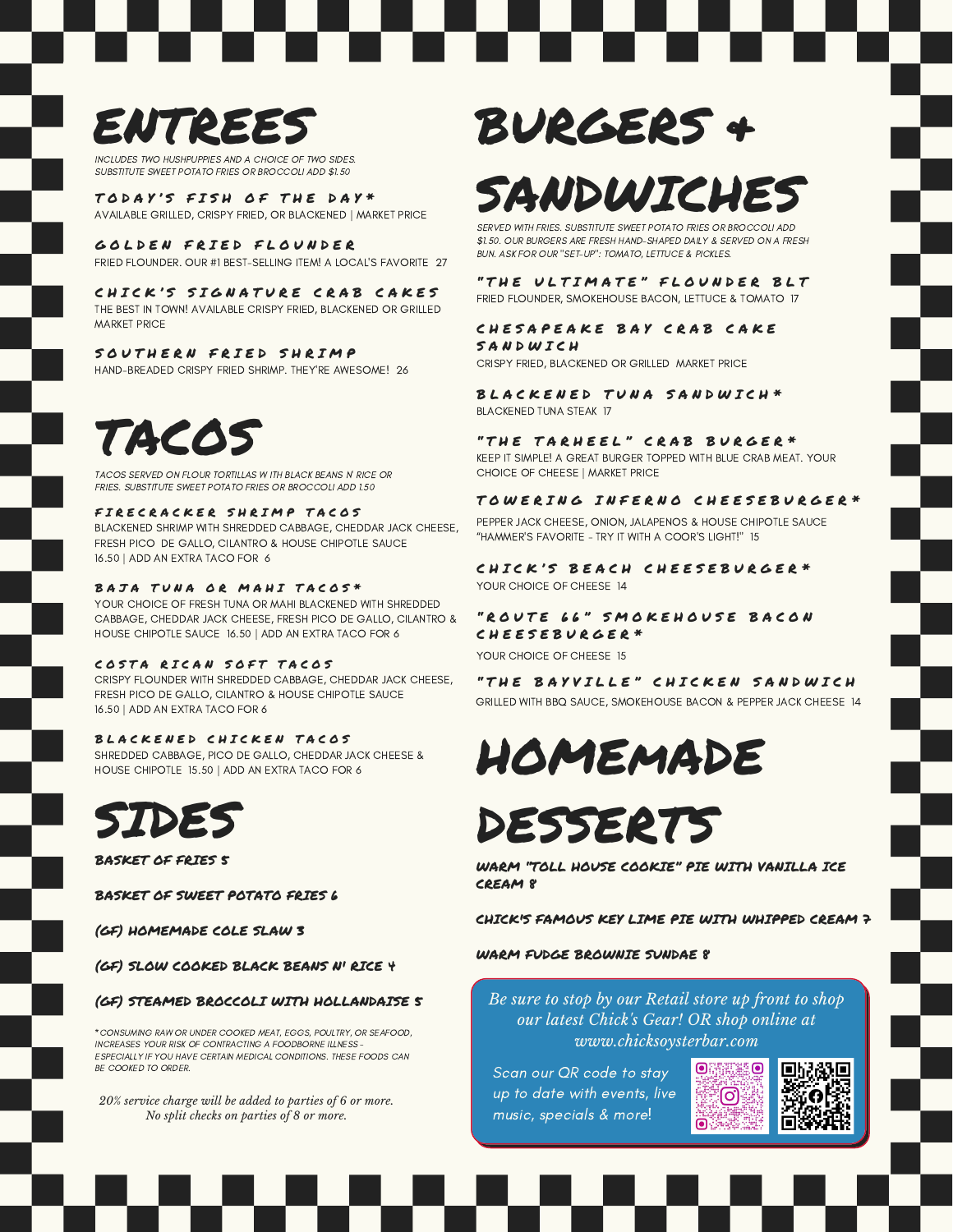# ENTREES

*INCLUDES TWO HUSHPUPPIES AND A CHOICE OF TWO SIDES. SUBSTITUTE SWEET POTATO FRIES OR BROCCOLI ADD $1.50*

**TODAY'S FISH OF THE DAY***
AVAILABLE GRILLED, CRISPY FRIED, OR BLACKENED | MARKET PRICE

**GOLDEN FRIED FLOUNDER**
FRIED FLOUNDER. OUR #1 BEST-SELLING ITEM! A LOCAL'S FAVORITE 27

**CHICK'S SIGNATURE CRAB CAKES**
THE BEST IN TOWN! AVAILABLE CRISPY FRIED, BLACKENED OR GRILLED MARKET PRICE

**SOUTHERN FRIED SHRIMP**
HAND-BREADED CRISPY FRIED SHRIMP. THEY'RE AWESOME! 26

# TACOS

*TACOS SERVED ON FLOUR TORTILLAS WITH BLACK BEANS N' RICE OR FRIES. SUBSTITUTE SWEET POTATO FRIES OR BROCCOLI ADD 1.50*

**FIRECRACKER SHRIMP TACOS**
BLACKENED SHRIMP WITH SHREDDED CABBAGE, CHEDDAR JACK CHEESE, FRESH PICO DE GALLO, CILANTRO & HOUSE CHIPOTLE SAUCE 16.50 | ADD AN EXTRA TACO FOR 6

**BAJA TUNA OR MAHI TACOS***
YOUR CHOICE OF FRESH TUNA OR MAHI BLACKENED WITH SHREDDED CABBAGE, CHEDDAR JACK CHEESE, FRESH PICO DE GALLO, CILANTRO & HOUSE CHIPOTLE SAUCE 16.50 | ADD AN EXTRA TACO FOR 6

**COSTA RICAN SOFT TACOS**
CRISPY FLOUNDER WITH SHREDDED CABBAGE, CHEDDAR JACK CHEESE, FRESH PICO DE GALLO, CILANTRO & HOUSE CHIPOTLE SAUCE 16.50 | ADD AN EXTRA TACO FOR 6

**BLACKENED CHICKEN TACOS**
SHREDDED CABBAGE, PICO DE GALLO, CHEDDAR JACK CHEESE & HOUSE CHIPOTLE 15.50 | ADD AN EXTRA TACO FOR 6

# SIDES

BASKET OF FRIES 5

BASKET OF SWEET POTATO FRIES 6

(GF) HOMEMADE COLE SLAW 3

(GF) SLOW COOKED BLACK BEANS N' RICE 4

(GF) STEAMED BROCCOLI WITH HOLLANDAISE 5

*\*CONSUMING RAW OR UNDER COOKED MEAT, EGGS, POULTRY, OR SEAFOOD, INCREASES YOUR RISK OF CONTRACTING A FOODBORNE ILLNESS - ESPECIALLY IF YOU HAVE CERTAIN MEDICAL CONDITIONS. THESE FOODS CAN BE COOKED TO ORDER.*

*20% service charge will be added to parties of 6 or more. No split checks on parties of 8 or more.*

# BURGERS & SANDWICHES

*SERVED WITH FRIES. SUBSTITUTE SWEET POTATO FRIES OR BROCCOLI ADD $1.50. OUR BURGERS ARE FRESH HAND-SHAPED DAILY & SERVED ON A FRESH BUN. ASK FOR OUR "SET-UP": TOMATO, LETTUCE & PICKLES.*

**"THE ULTIMATE" FLOUNDER BLT**
FRIED FLOUNDER, SMOKEHOUSE BACON, LETTUCE & TOMATO 17

**CHESAPEAKE BAY CRAB CAKE SANDWICH**
CRISPY FRIED, BLACKENED OR GRILLED MARKET PRICE

**BLACKENED TUNA SANDWICH***
BLACKENED TUNA STEAK 17

**"THE TARHEEL" CRAB BURGER***
KEEP IT SIMPLE! A GREAT BURGER TOPPED WITH BLUE CRAB MEAT. YOUR CHOICE OF CHEESE | MARKET PRICE

**TOWERING INFERNO CHEESEBURGER***
PEPPER JACK CHEESE, ONION, JALAPENOS & HOUSE CHIPOTLE SAUCE "HAMMER'S FAVORITE - TRY IT WITH A COOR'S LIGHT!" 15

**CHICK'S BEACH CHEESEBURGER***
YOUR CHOICE OF CHEESE 14

**"ROUTE 66" SMOKEHOUSE BACON CHEESEBURGER***
YOUR CHOICE OF CHEESE 15

**"THE BAYVILLE" CHICKEN SANDWICH**
GRILLED WITH BBQ SAUCE, SMOKEHOUSE BACON & PEPPER JACK CHEESE 14

# HOMEMADE DESSERTS

WARM "TOLL HOUSE COOKIE" PIE WITH VANILLA ICE CREAM 8

CHICK'S FAMOUS KEY LIME PIE WITH WHIPPED CREAM 7

WARM FUDGE BROWNIE SUNDAE 8

*Be sure to stop by our Retail store up front to shop our latest Chick's Gear! OR shop online at www.chicksoysterbar.com*

Scan our QR code to stay up to date with events, live music, specials & more!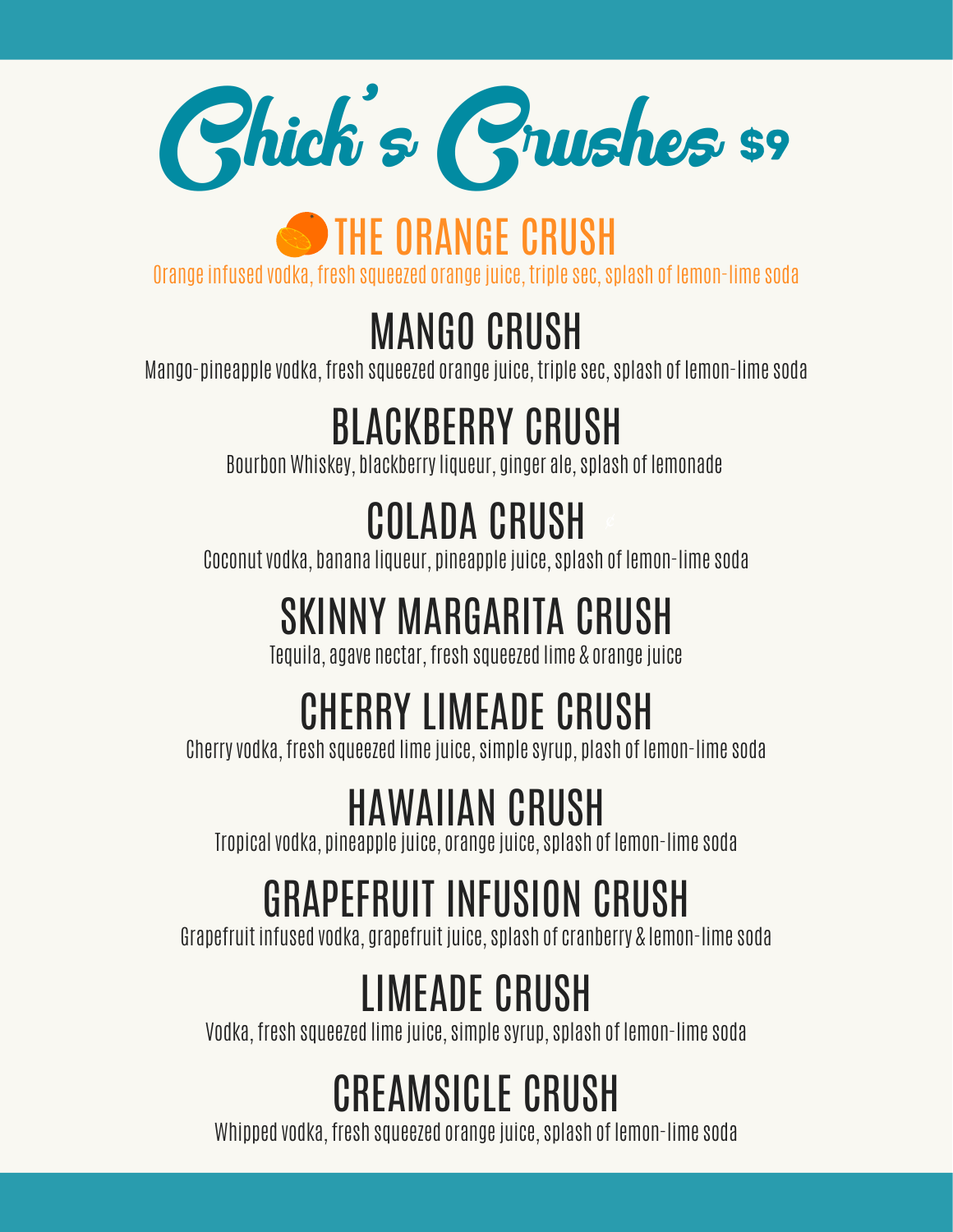# Chick's Crushes $9

## THE ORANGE CRUSH

Orange infused vodka, fresh squeezed orange juice, triple sec, splash of lemon-lime soda

## MANGO CRUSH

Mango-pineapple vodka, fresh squeezed orange juice, triple sec, splash of lemon-lime soda

## BLACKBERRY CRUSH

Bourbon Whiskey, blackberry liqueur, ginger ale, splash of lemonade

## COLADA CRUSH

Coconut vodka, banana liqueur, pineapple juice, splash of lemon-lime soda

## SKINNY MARGARITA CRUSH

Tequila, agave nectar, fresh squeezed lime & orange juice

## CHERRY LIMEADE CRUSH

Cherry vodka, fresh squeezed lime juice, simple syrup, plash of lemon-lime soda

## HAWAIIAN CRUSH

Tropical vodka, pineapple juice, orange juice, splash of lemon-lime soda

## GRAPEFRUIT INFUSION CRUSH

Grapefruit infused vodka, grapefruit juice, splash of cranberry & lemon-lime soda

## LIMEADE CRUSH

Vodka, fresh squeezed lime juice, simple syrup, splash of lemon-lime soda

## CREAMSICLE CRUSH

Whipped vodka, fresh squeezed orange juice, splash of lemon-lime soda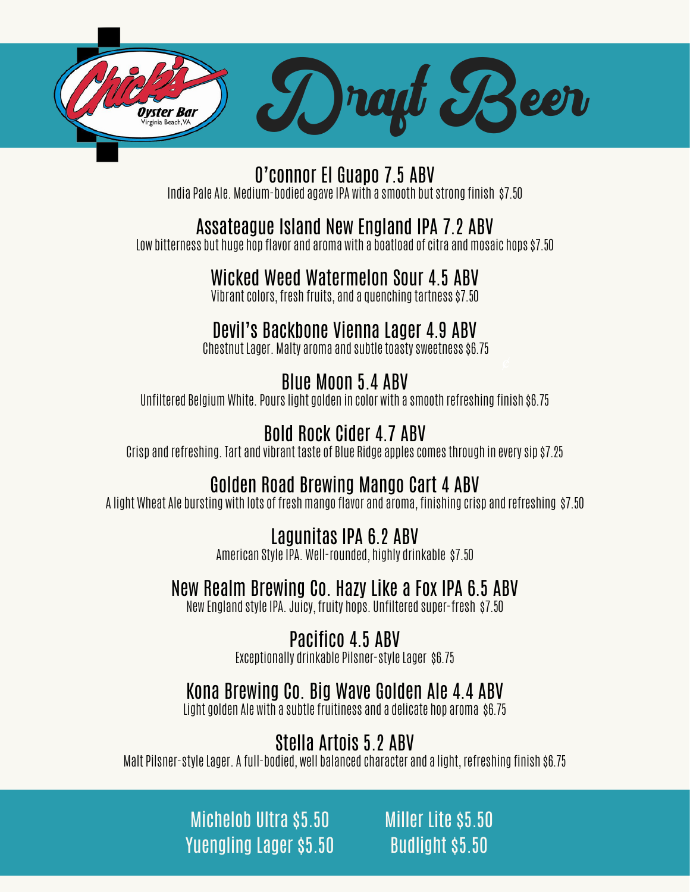Chick's Oyster Bar
Virginia Beach, VA

# Draft Beer

## O'connor El Guapo 7.5 ABV
India Pale Ale. Medium-bodied agave IPA with a smooth but strong finish $7.50

## Assateague Island New England IPA 7.2 ABV
Low bitterness but huge hop flavor and aroma with a boatload of citra and mosaic hops $7.50

## Wicked Weed Watermelon Sour 4.5 ABV
Vibrant colors, fresh fruits, and a quenching tartness $7.50

## Devil's Backbone Vienna Lager 4.9 ABV
Chestnut Lager. Malty aroma and subtle toasty sweetness $6.75

## Blue Moon 5.4 ABV
Unfiltered Belgium White. Pours light golden in color with a smooth refreshing finish $6.75

## Bold Rock Cider 4.7 ABV
Crisp and refreshing. Tart and vibrant taste of Blue Ridge apples comes through in every sip $7.25

## Golden Road Brewing Mango Cart 4 ABV
A light Wheat Ale bursting with lots of fresh mango flavor and aroma, finishing crisp and refreshing $7.50

## Lagunitas IPA 6.2 ABV
American Style IPA. Well-rounded, highly drinkable $7.50

## New Realm Brewing Co. Hazy Like a Fox IPA 6.5 ABV
New England style IPA. Juicy, fruity hops. Unfiltered super-fresh $7.50

## Pacifico 4.5 ABV
Exceptionally drinkable Pilsner-style Lager $6.75

## Kona Brewing Co. Big Wave Golden Ale 4.4 ABV
Light golden Ale with a subtle fruitiness and a delicate hop aroma $6.75

## Stella Artois 5.2 ABV
Malt Pilsner-style Lager. A full-bodied, well balanced character and a light, refreshing finish $6.75

Michelob Ultra $5.50
Yuengling Lager $5.50
Miller Lite $5.50
Budlight $5.50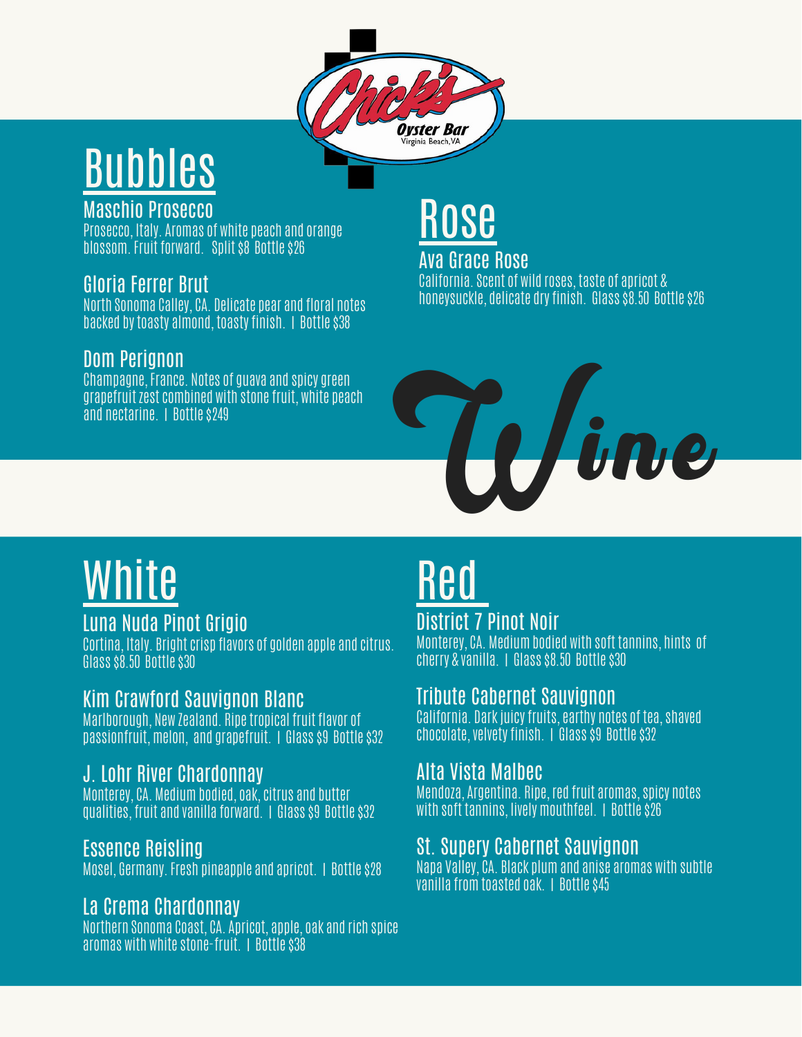Chick's Oyster Bar
Virginia Beach, VA

# Wine

## Bubbles

### Maschio Prosecco
Prosecco, Italy. Aromas of white peach and orange blossom. Fruit forward. Split $8 Bottle $26

### Gloria Ferrer Brut
North Sonoma Calley, CA. Delicate pear and floral notes backed by toasty almond, toasty finish. | Bottle $38

### Dom Perignon
Champagne, France. Notes of guava and spicy green grapefruit zest combined with stone fruit, white peach and nectarine. | Bottle $249

## Rose

### Ava Grace Rose
California. Scent of wild roses, taste of apricot & honeysuckle, delicate dry finish. Glass $8.50 Bottle $26

## White

### Luna Nuda Pinot Grigio
Cortina, Italy. Bright crisp flavors of golden apple and citrus. Glass $8.50 Bottle $30

### Kim Crawford Sauvignon Blanc
Marlborough, New Zealand. Ripe tropical fruit flavor of passionfruit, melon, and grapefruit. | Glass $9 Bottle $32

### J. Lohr River Chardonnay
Monterey, CA. Medium bodied, oak, citrus and butter qualities, fruit and vanilla forward. | Glass $9 Bottle $32

### Essence Reisling
Mosel, Germany. Fresh pineapple and apricot. | Bottle $28

### La Crema Chardonnay
Northern Sonoma Coast, CA. Apricot, apple, oak and rich spice aromas with white stone-fruit. | Bottle $38

## Red

### District 7 Pinot Noir
Monterey, CA. Medium bodied with soft tannins, hints of cherry & vanilla. | Glass $8.50 Bottle $30

### Tribute Cabernet Sauvignon
California. Dark juicy fruits, earthy notes of tea, shaved chocolate, velvety finish. | Glass $9 Bottle $32

### Alta Vista Malbec
Mendoza, Argentina. Ripe, red fruit aromas, spicy notes with soft tannins, lively mouthfeel. | Bottle $26

### St. Supery Cabernet Sauvignon
Napa Valley, CA. Black plum and anise aromas with subtle vanilla from toasted oak. | Bottle $45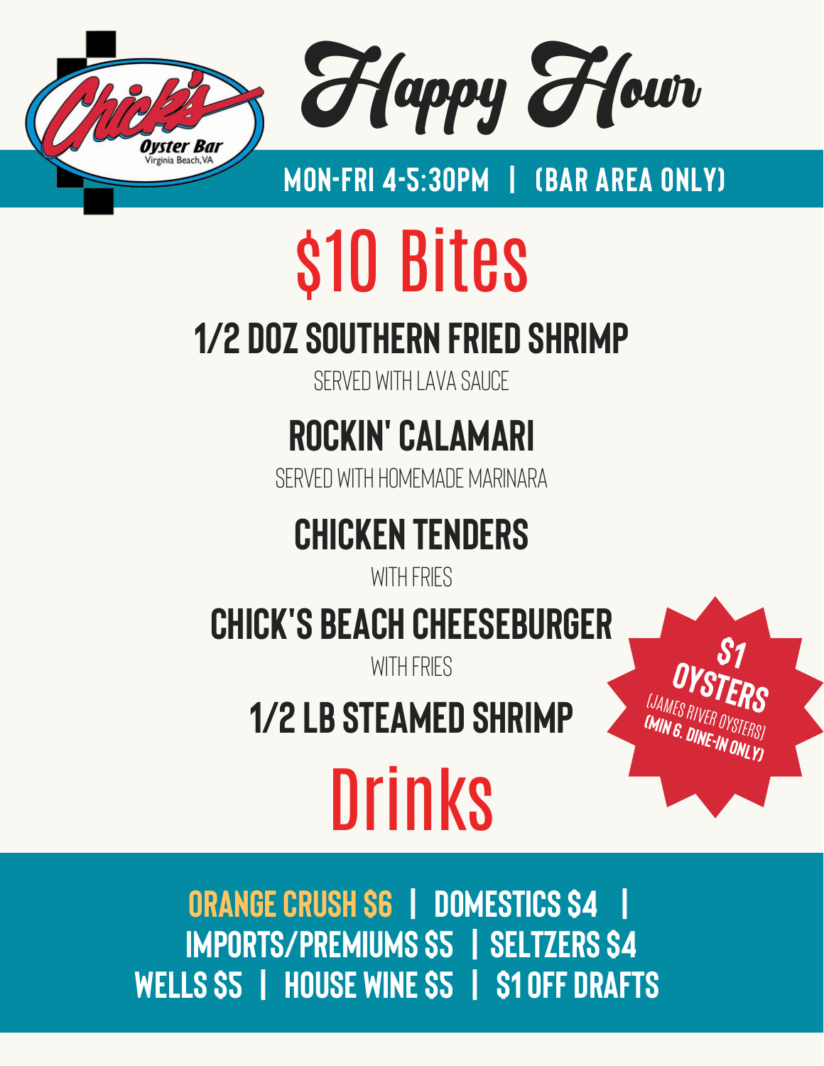Chick's Oyster Bar
Virginia Beach, VA

# Happy Hour

**MON-FRI 4-5:30PM | (BAR AREA ONLY)**

## $10 Bites

### 1/2 DOZ SOUTHERN FRIED SHRIMP
SERVED WITH LAVA SAUCE

### ROCKIN' CALAMARI
SERVED WITH HOMEMADE MARINARA

### CHICKEN TENDERS
WITH FRIES

### CHICK'S BEACH CHEESEBURGER
WITH FRIES

### 1/2 LB STEAMED SHRIMP

**$1 OYSTERS**
(JAMES RIVER OYSTERS)
**(MIN 6. DINE-IN ONLY)**

## Drinks

ORANGE CRUSH $6 | DOMESTICS $4 | IMPORTS/PREMIUMS $5 | SELTZERS $4
WELLS $5 | HOUSE WINE $5 | $1 OFF DRAFTS